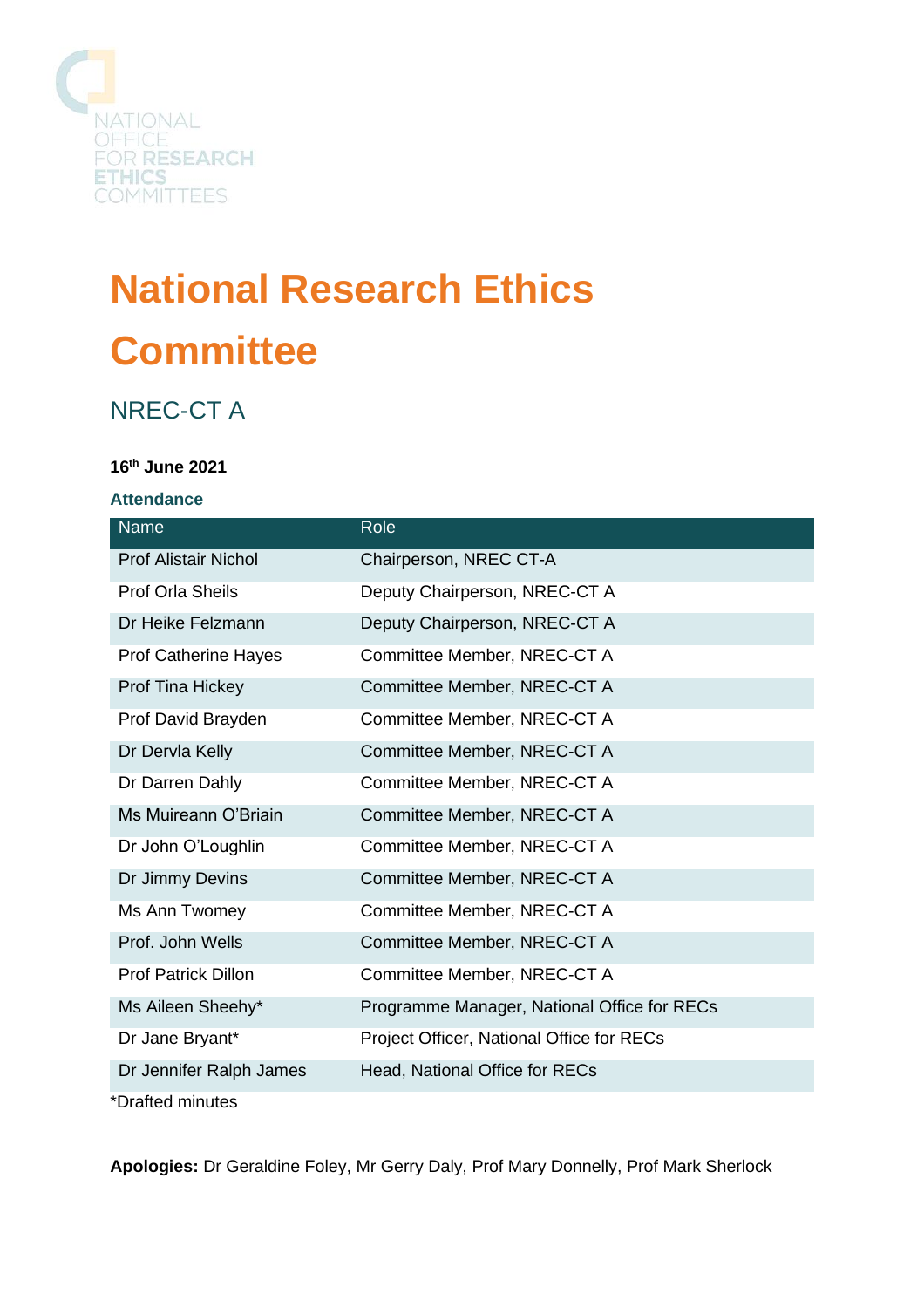NATIONAL OFFICE FOR RESEARCH ETHICS COMMITTEES

# National Research Ethics Committee

## NREC-CT A

**16th June 2021**

### Attendance

| Name | Role |
|---|---|
| Prof Alistair Nichol | Chairperson, NREC CT-A |
| Prof Orla Sheils | Deputy Chairperson, NREC-CT A |
| Dr Heike Felzmann | Deputy Chairperson, NREC-CT A |
| Prof Catherine Hayes | Committee Member, NREC-CT A |
| Prof Tina Hickey | Committee Member, NREC-CT A |
| Prof David Brayden | Committee Member, NREC-CT A |
| Dr Dervla Kelly | Committee Member, NREC-CT A |
| Dr Darren Dahly | Committee Member, NREC-CT A |
| Ms Muireann O'Briain | Committee Member, NREC-CT A |
| Dr John O'Loughlin | Committee Member, NREC-CT A |
| Dr Jimmy Devins | Committee Member, NREC-CT A |
| Ms Ann Twomey | Committee Member, NREC-CT A |
| Prof. John Wells | Committee Member, NREC-CT A |
| Prof Patrick Dillon | Committee Member, NREC-CT A |
| Ms Aileen Sheehy* | Programme Manager, National Office for RECs |
| Dr Jane Bryant* | Project Officer, National Office for RECs |
| Dr Jennifer Ralph James | Head, National Office for RECs |

*Drafted minutes

**Apologies:** Dr Geraldine Foley, Mr Gerry Daly, Prof Mary Donnelly, Prof Mark Sherlock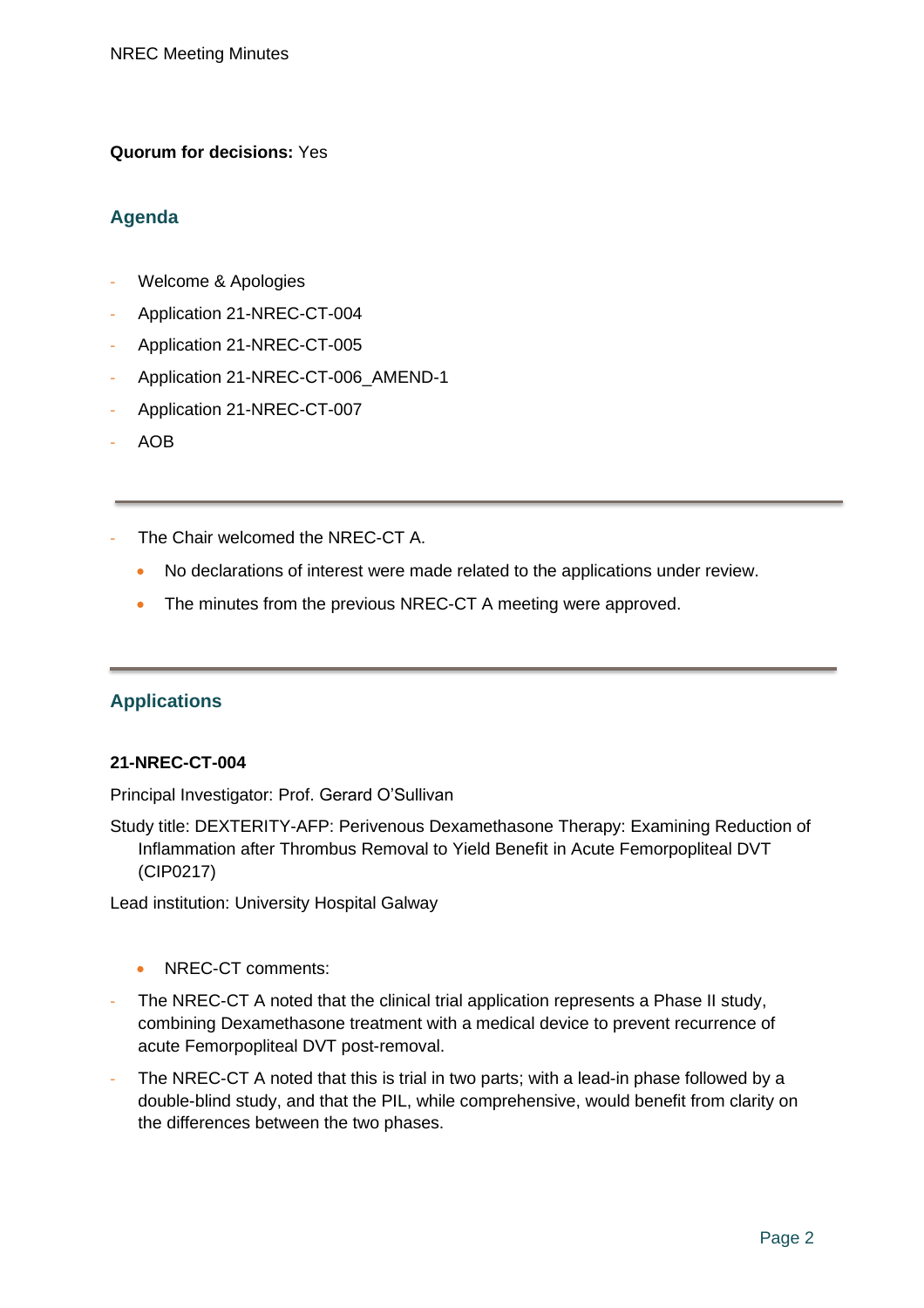**Quorum for decisions:** Yes

## Agenda

- Welcome & Apologies
- Application 21-NREC-CT-004
- Application 21-NREC-CT-005
- Application 21-NREC-CT-006_AMEND-1
- Application 21-NREC-CT-007
- AOB

---

- The Chair welcomed the NREC-CT A.
    - No declarations of interest were made related to the applications under review.
    - The minutes from the previous NREC-CT A meeting were approved.

---

## Applications

**21-NREC-CT-004**

Principal Investigator: Prof. Gerard O'Sullivan

Study title: DEXTERITY-AFP: Perivenous Dexamethasone Therapy: Examining Reduction of Inflammation after Thrombus Removal to Yield Benefit in Acute Femorpopliteal DVT (CIP0217)

Lead institution: University Hospital Galway

- NREC-CT comments:

- The NREC-CT A noted that the clinical trial application represents a Phase II study, combining Dexamethasone treatment with a medical device to prevent recurrence of acute Femorpopliteal DVT post-removal.
- The NREC-CT A noted that this is trial in two parts; with a lead-in phase followed by a double-blind study, and that the PIL, while comprehensive, would benefit from clarity on the differences between the two phases.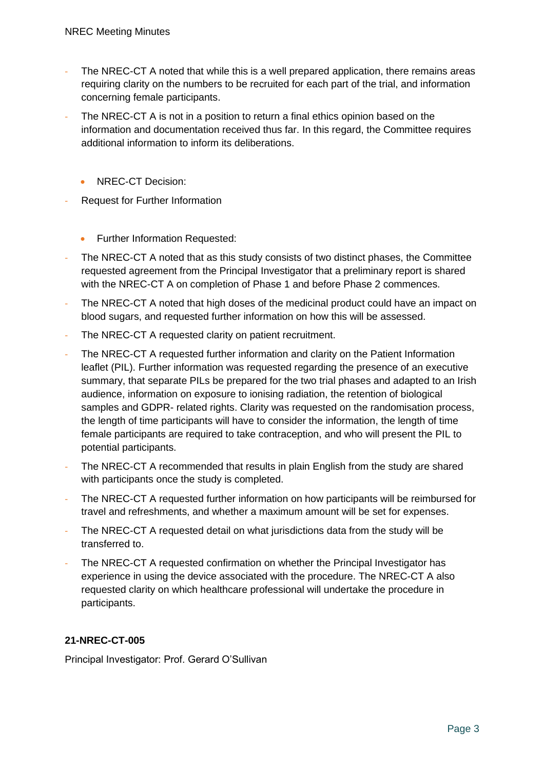- The NREC-CT A noted that while this is a well prepared application, there remains areas requiring clarity on the numbers to be recruited for each part of the trial, and information concerning female participants.
- The NREC-CT A is not in a position to return a final ethics opinion based on the information and documentation received thus far. In this regard, the Committee requires additional information to inform its deliberations.

  - NREC-CT Decision:
- Request for Further Information

  - Further Information Requested:
- The NREC-CT A noted that as this study consists of two distinct phases, the Committee requested agreement from the Principal Investigator that a preliminary report is shared with the NREC-CT A on completion of Phase 1 and before Phase 2 commences.
- The NREC-CT A noted that high doses of the medicinal product could have an impact on blood sugars, and requested further information on how this will be assessed.
- The NREC-CT A requested clarity on patient recruitment.
- The NREC-CT A requested further information and clarity on the Patient Information leaflet (PIL). Further information was requested regarding the presence of an executive summary, that separate PILs be prepared for the two trial phases and adapted to an Irish audience, information on exposure to ionising radiation, the retention of biological samples and GDPR- related rights. Clarity was requested on the randomisation process, the length of time participants will have to consider the information, the length of time female participants are required to take contraception, and who will present the PIL to potential participants.
- The NREC-CT A recommended that results in plain English from the study are shared with participants once the study is completed.
- The NREC-CT A requested further information on how participants will be reimbursed for travel and refreshments, and whether a maximum amount will be set for expenses.
- The NREC-CT A requested detail on what jurisdictions data from the study will be transferred to.
- The NREC-CT A requested confirmation on whether the Principal Investigator has experience in using the device associated with the procedure. The NREC-CT A also requested clarity on which healthcare professional will undertake the procedure in participants.

**21-NREC-CT-005**

Principal Investigator: Prof. Gerard O'Sullivan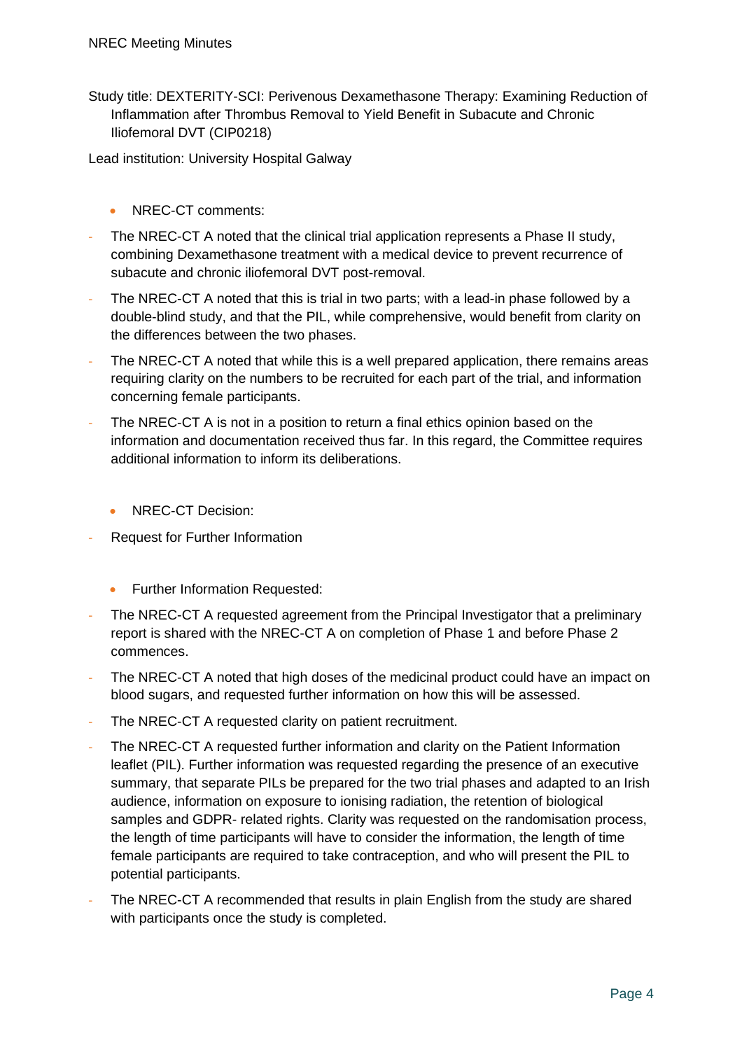Study title: DEXTERITY-SCI: Perivenous Dexamethasone Therapy: Examining Reduction of Inflammation after Thrombus Removal to Yield Benefit in Subacute and Chronic Iliofemoral DVT (CIP0218)

Lead institution: University Hospital Galway

- NREC-CT comments:

- The NREC-CT A noted that the clinical trial application represents a Phase II study, combining Dexamethasone treatment with a medical device to prevent recurrence of subacute and chronic iliofemoral DVT post-removal.
- The NREC-CT A noted that this is trial in two parts; with a lead-in phase followed by a double-blind study, and that the PIL, while comprehensive, would benefit from clarity on the differences between the two phases.
- The NREC-CT A noted that while this is a well prepared application, there remains areas requiring clarity on the numbers to be recruited for each part of the trial, and information concerning female participants.
- The NREC-CT A is not in a position to return a final ethics opinion based on the information and documentation received thus far. In this regard, the Committee requires additional information to inform its deliberations.

- NREC-CT Decision:

- Request for Further Information

- Further Information Requested:

- The NREC-CT A requested agreement from the Principal Investigator that a preliminary report is shared with the NREC-CT A on completion of Phase 1 and before Phase 2 commences.
- The NREC-CT A noted that high doses of the medicinal product could have an impact on blood sugars, and requested further information on how this will be assessed.
- The NREC-CT A requested clarity on patient recruitment.
- The NREC-CT A requested further information and clarity on the Patient Information leaflet (PIL). Further information was requested regarding the presence of an executive summary, that separate PILs be prepared for the two trial phases and adapted to an Irish audience, information on exposure to ionising radiation, the retention of biological samples and GDPR- related rights. Clarity was requested on the randomisation process, the length of time participants will have to consider the information, the length of time female participants are required to take contraception, and who will present the PIL to potential participants.
- The NREC-CT A recommended that results in plain English from the study are shared with participants once the study is completed.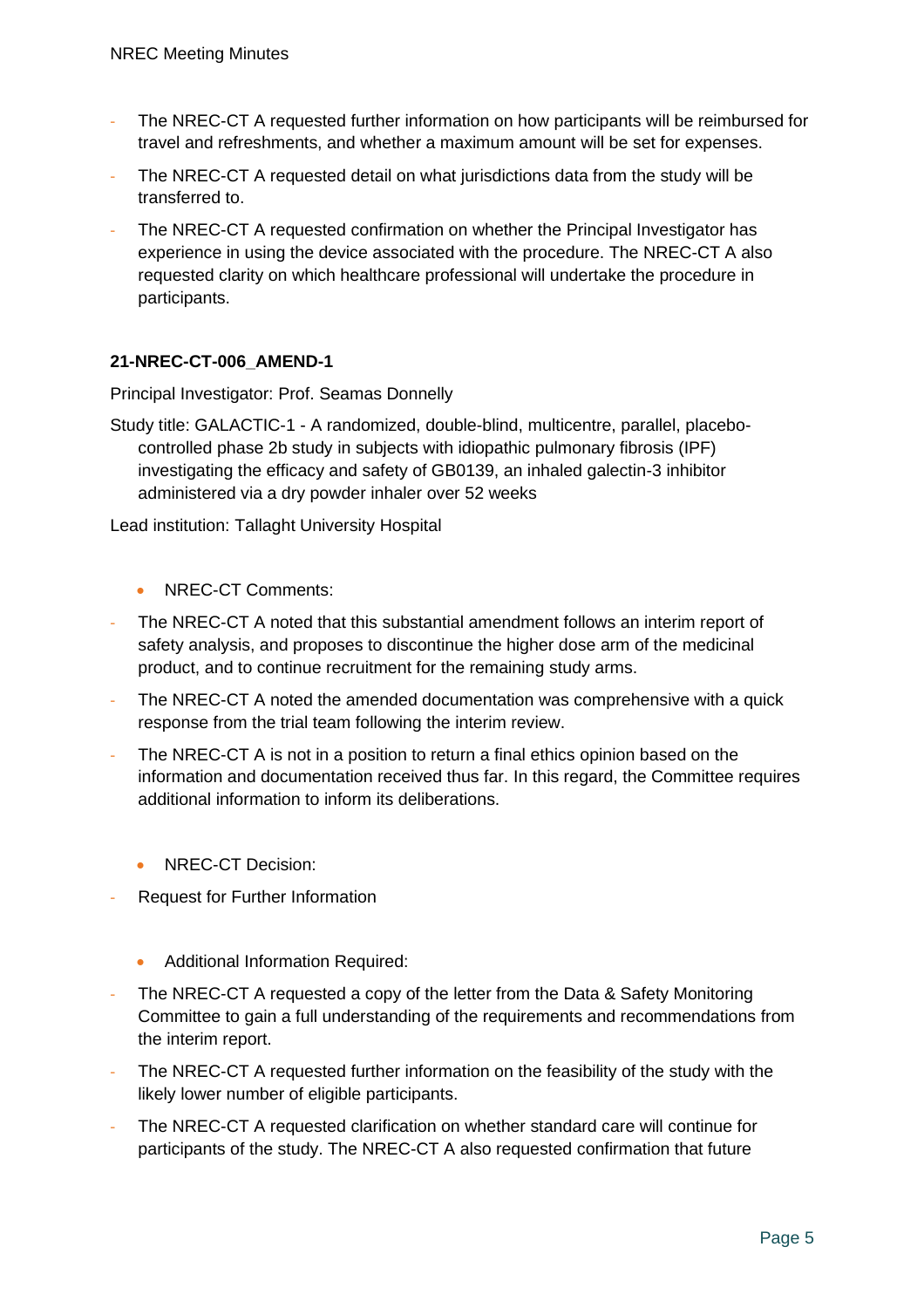- The NREC-CT A requested further information on how participants will be reimbursed for travel and refreshments, and whether a maximum amount will be set for expenses.
- The NREC-CT A requested detail on what jurisdictions data from the study will be transferred to.
- The NREC-CT A requested confirmation on whether the Principal Investigator has experience in using the device associated with the procedure. The NREC-CT A also requested clarity on which healthcare professional will undertake the procedure in participants.

**21-NREC-CT-006_AMEND-1**

Principal Investigator: Prof. Seamas Donnelly

Study title: GALACTIC-1 - A randomized, double-blind, multicentre, parallel, placebo-controlled phase 2b study in subjects with idiopathic pulmonary fibrosis (IPF) investigating the efficacy and safety of GB0139, an inhaled galectin-3 inhibitor administered via a dry powder inhaler over 52 weeks

Lead institution: Tallaght University Hospital

- NREC-CT Comments:

- The NREC-CT A noted that this substantial amendment follows an interim report of safety analysis, and proposes to discontinue the higher dose arm of the medicinal product, and to continue recruitment for the remaining study arms.
- The NREC-CT A noted the amended documentation was comprehensive with a quick response from the trial team following the interim review.
- The NREC-CT A is not in a position to return a final ethics opinion based on the information and documentation received thus far. In this regard, the Committee requires additional information to inform its deliberations.

- NREC-CT Decision:

- Request for Further Information

- Additional Information Required:

- The NREC-CT A requested a copy of the letter from the Data & Safety Monitoring Committee to gain a full understanding of the requirements and recommendations from the interim report.
- The NREC-CT A requested further information on the feasibility of the study with the likely lower number of eligible participants.
- The NREC-CT A requested clarification on whether standard care will continue for participants of the study. The NREC-CT A also requested confirmation that future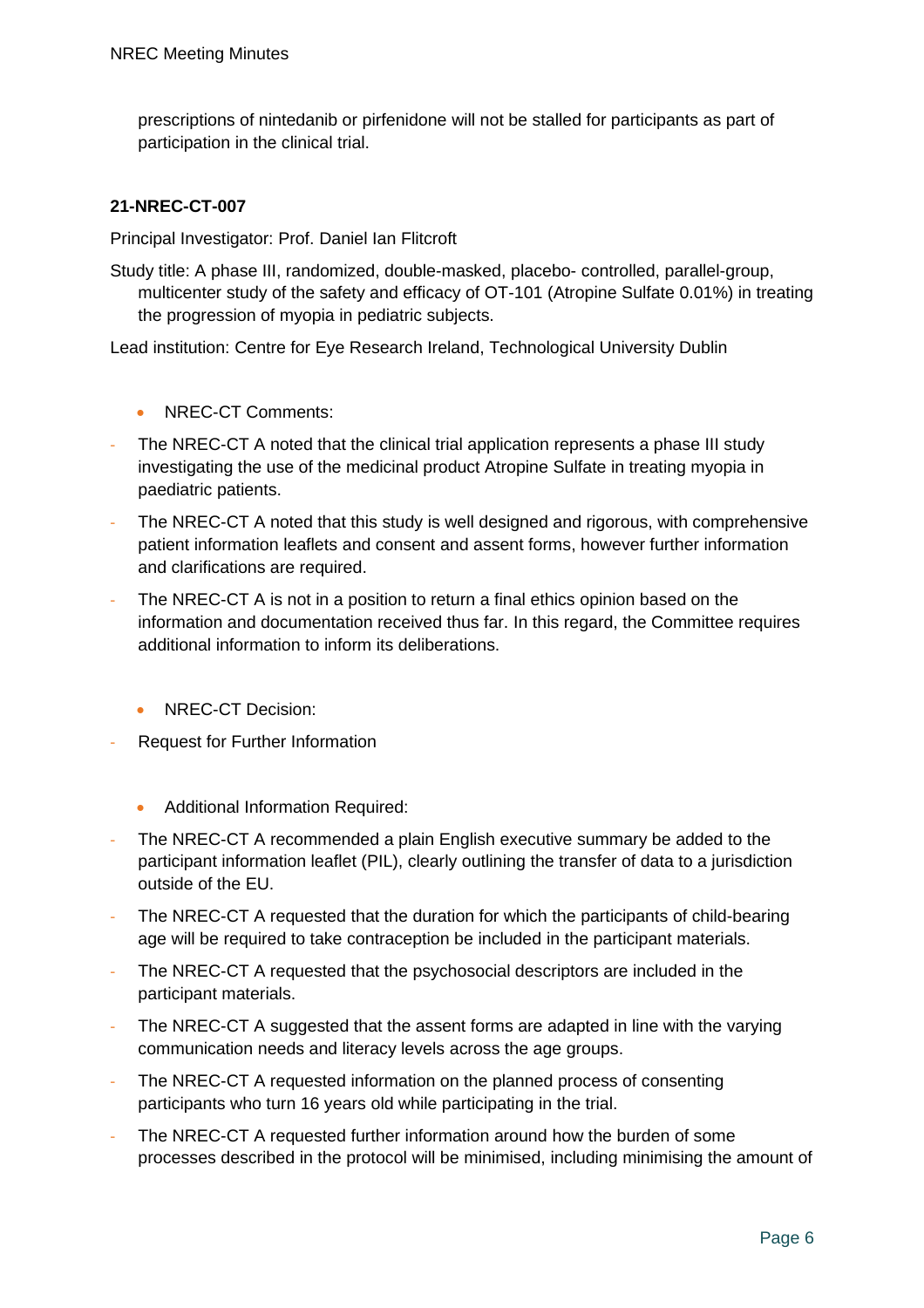prescriptions of nintedanib or pirfenidone will not be stalled for participants as part of participation in the clinical trial.

**21-NREC-CT-007**

Principal Investigator: Prof. Daniel Ian Flitcroft

Study title: A phase III, randomized, double-masked, placebo- controlled, parallel-group, multicenter study of the safety and efficacy of OT-101 (Atropine Sulfate 0.01%) in treating the progression of myopia in pediatric subjects.

Lead institution: Centre for Eye Research Ireland, Technological University Dublin

- NREC-CT Comments:

- The NREC-CT A noted that the clinical trial application represents a phase III study investigating the use of the medicinal product Atropine Sulfate in treating myopia in paediatric patients.
- The NREC-CT A noted that this study is well designed and rigorous, with comprehensive patient information leaflets and consent and assent forms, however further information and clarifications are required.
- The NREC-CT A is not in a position to return a final ethics opinion based on the information and documentation received thus far. In this regard, the Committee requires additional information to inform its deliberations.

- NREC-CT Decision:

- Request for Further Information

- Additional Information Required:

- The NREC-CT A recommended a plain English executive summary be added to the participant information leaflet (PIL), clearly outlining the transfer of data to a jurisdiction outside of the EU.
- The NREC-CT A requested that the duration for which the participants of child-bearing age will be required to take contraception be included in the participant materials.
- The NREC-CT A requested that the psychosocial descriptors are included in the participant materials.
- The NREC-CT A suggested that the assent forms are adapted in line with the varying communication needs and literacy levels across the age groups.
- The NREC-CT A requested information on the planned process of consenting participants who turn 16 years old while participating in the trial.
- The NREC-CT A requested further information around how the burden of some processes described in the protocol will be minimised, including minimising the amount of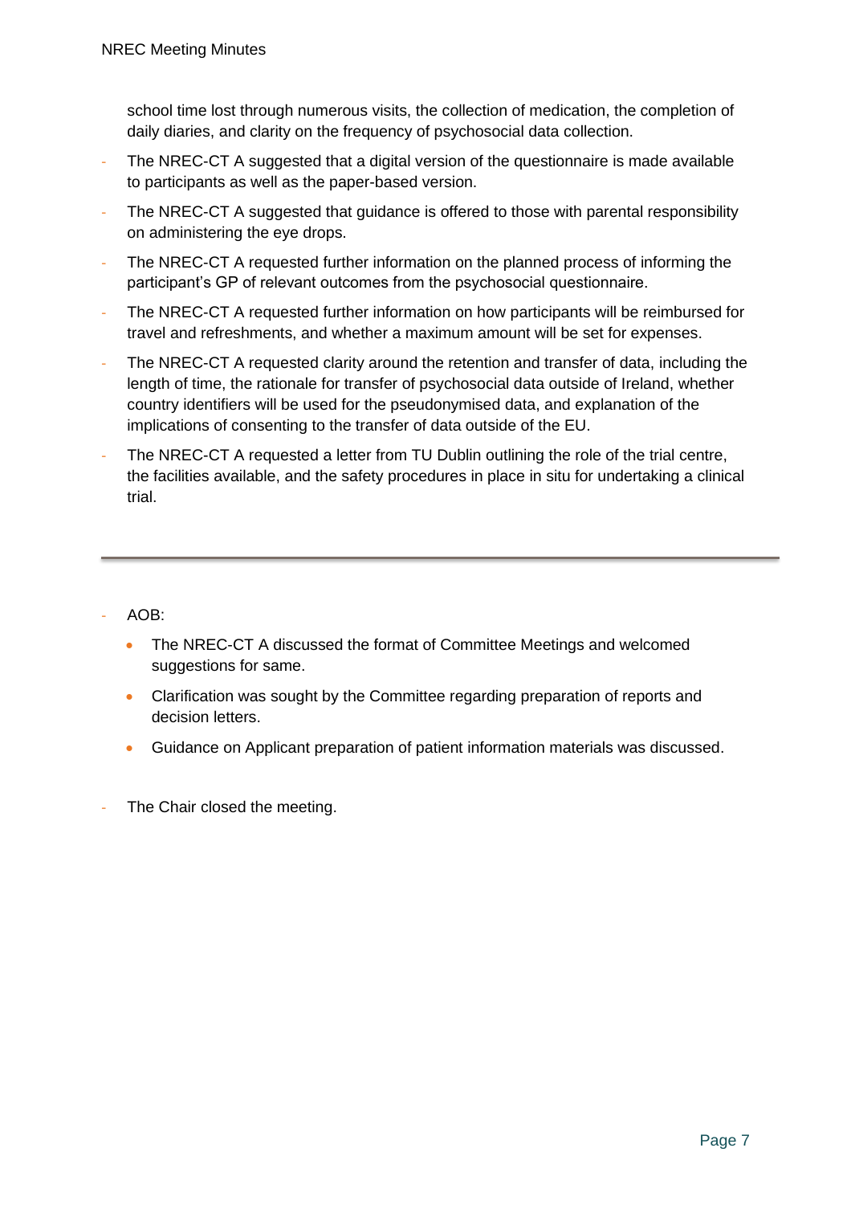school time lost through numerous visits, the collection of medication, the completion of daily diaries, and clarity on the frequency of psychosocial data collection.

- The NREC-CT A suggested that a digital version of the questionnaire is made available to participants as well as the paper-based version.
- The NREC-CT A suggested that guidance is offered to those with parental responsibility on administering the eye drops.
- The NREC-CT A requested further information on the planned process of informing the participant's GP of relevant outcomes from the psychosocial questionnaire.
- The NREC-CT A requested further information on how participants will be reimbursed for travel and refreshments, and whether a maximum amount will be set for expenses.
- The NREC-CT A requested clarity around the retention and transfer of data, including the length of time, the rationale for transfer of psychosocial data outside of Ireland, whether country identifiers will be used for the pseudonymised data, and explanation of the implications of consenting to the transfer of data outside of the EU.
- The NREC-CT A requested a letter from TU Dublin outlining the role of the trial centre, the facilities available, and the safety procedures in place in situ for undertaking a clinical trial.

---

- AOB:
  - The NREC-CT A discussed the format of Committee Meetings and welcomed suggestions for same.
  - Clarification was sought by the Committee regarding preparation of reports and decision letters.
  - Guidance on Applicant preparation of patient information materials was discussed.

- The Chair closed the meeting.